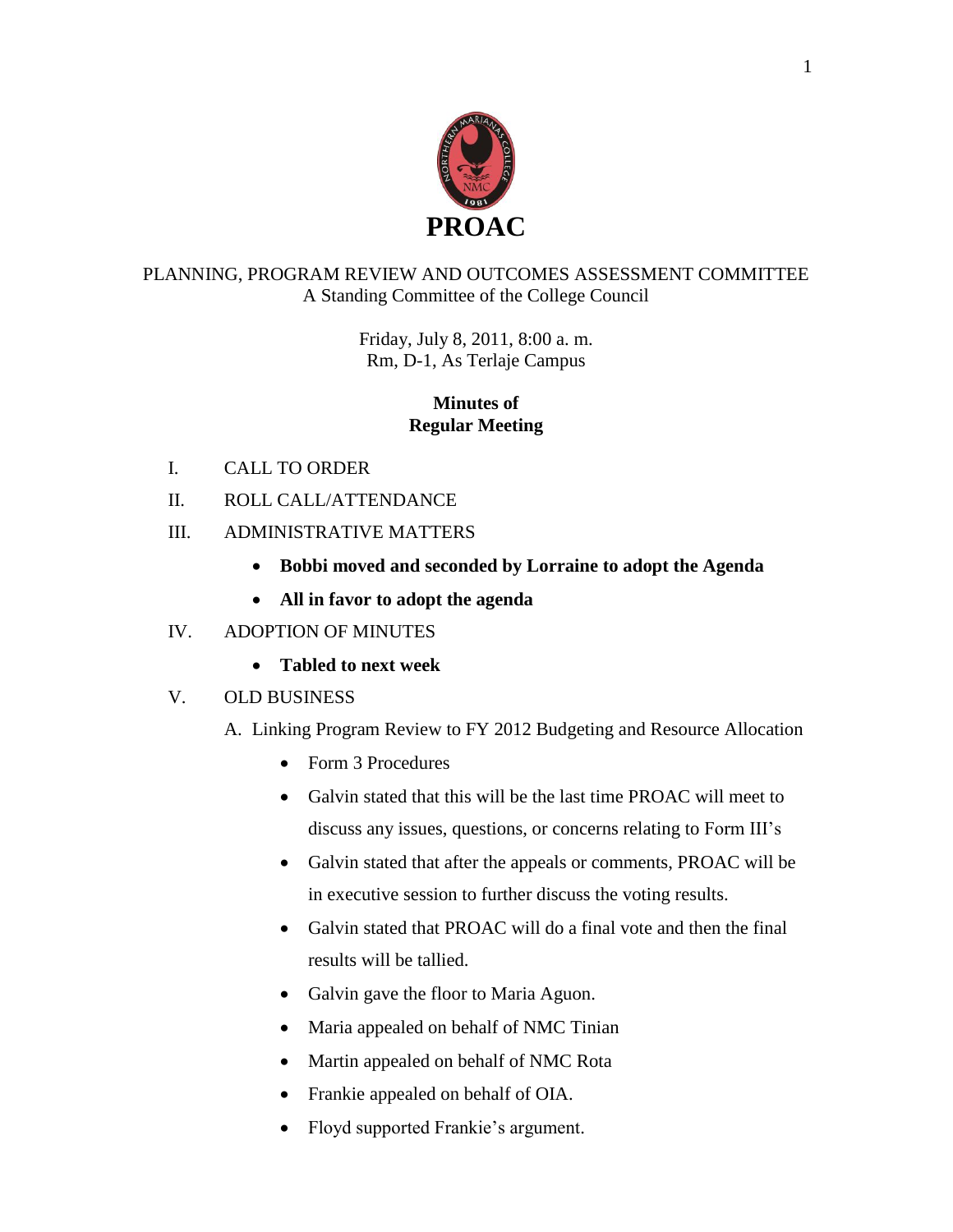# PROAC

PLANNING, PROGRAM REVIEW AND OUTCOMES ASSESSMENT COMMITTEE
A Standing Committee of the College Council

Friday, July 8, 2011, 8:00 a. m.
Rm, D-1, As Terlaje Campus

**Minutes of**
**Regular Meeting**

I. CALL TO ORDER

II. ROLL CALL/ATTENDANCE

III. ADMINISTRATIVE MATTERS

- **Bobbi moved and seconded by Lorraine to adopt the Agenda**
- **All in favor to adopt the agenda**

IV. ADOPTION OF MINUTES

- **Tabled to next week**

V. OLD BUSINESS

A. Linking Program Review to FY 2012 Budgeting and Resource Allocation

- Form 3 Procedures
- Galvin stated that this will be the last time PROAC will meet to discuss any issues, questions, or concerns relating to Form III's
- Galvin stated that after the appeals or comments, PROAC will be in executive session to further discuss the voting results.
- Galvin stated that PROAC will do a final vote and then the final results will be tallied.
- Galvin gave the floor to Maria Aguon.
- Maria appealed on behalf of NMC Tinian
- Martin appealed on behalf of NMC Rota
- Frankie appealed on behalf of OIA.
- Floyd supported Frankie's argument.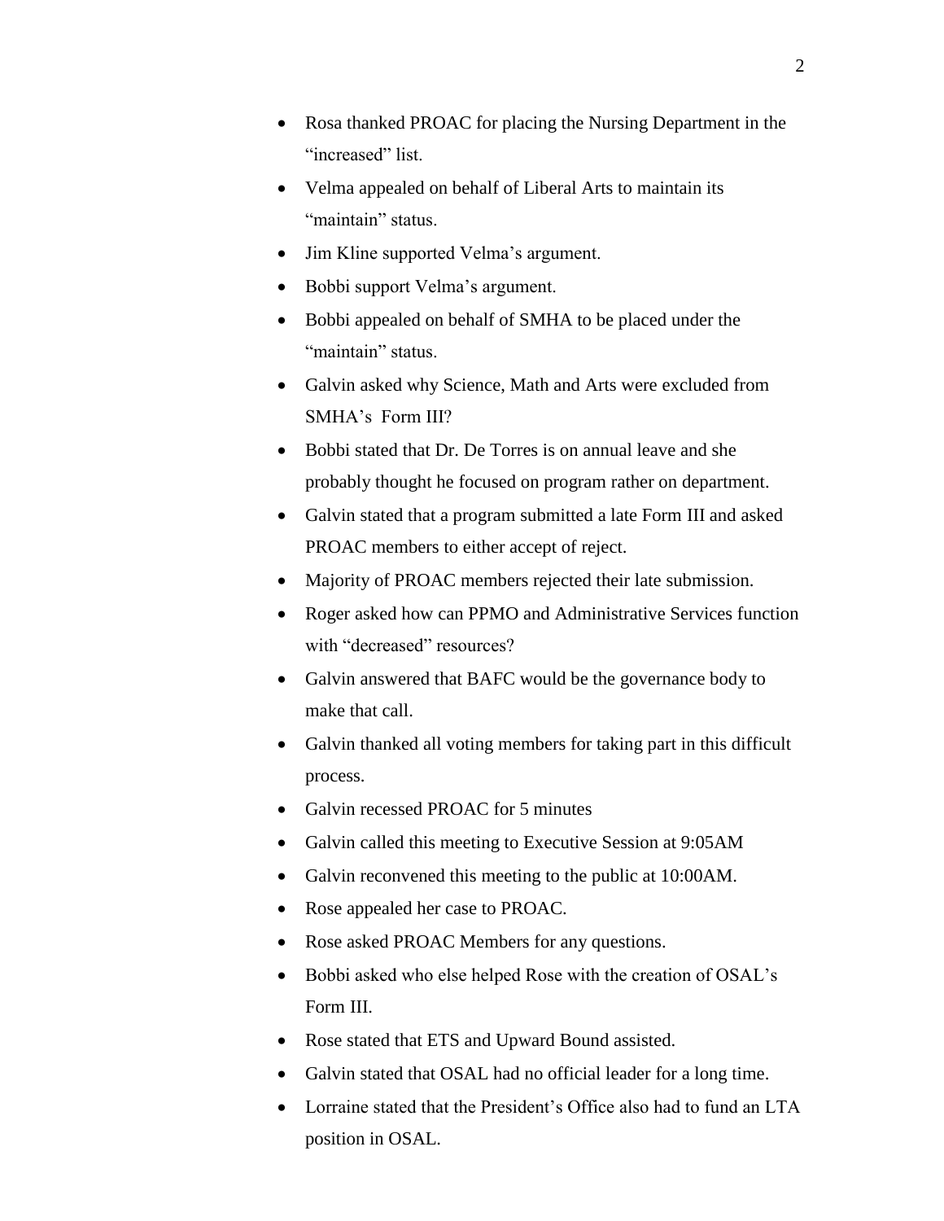- Rosa thanked PROAC for placing the Nursing Department in the "increased" list.
- Velma appealed on behalf of Liberal Arts to maintain its "maintain" status.
- Jim Kline supported Velma's argument.
- Bobbi support Velma's argument.
- Bobbi appealed on behalf of SMHA to be placed under the "maintain" status.
- Galvin asked why Science, Math and Arts were excluded from SMHA's Form III?
- Bobbi stated that Dr. De Torres is on annual leave and she probably thought he focused on program rather on department.
- Galvin stated that a program submitted a late Form III and asked PROAC members to either accept of reject.
- Majority of PROAC members rejected their late submission.
- Roger asked how can PPMO and Administrative Services function with "decreased" resources?
- Galvin answered that BAFC would be the governance body to make that call.
- Galvin thanked all voting members for taking part in this difficult process.
- Galvin recessed PROAC for 5 minutes
- Galvin called this meeting to Executive Session at 9:05AM
- Galvin reconvened this meeting to the public at 10:00AM.
- Rose appealed her case to PROAC.
- Rose asked PROAC Members for any questions.
- Bobbi asked who else helped Rose with the creation of OSAL's Form III.
- Rose stated that ETS and Upward Bound assisted.
- Galvin stated that OSAL had no official leader for a long time.
- Lorraine stated that the President's Office also had to fund an LTA position in OSAL.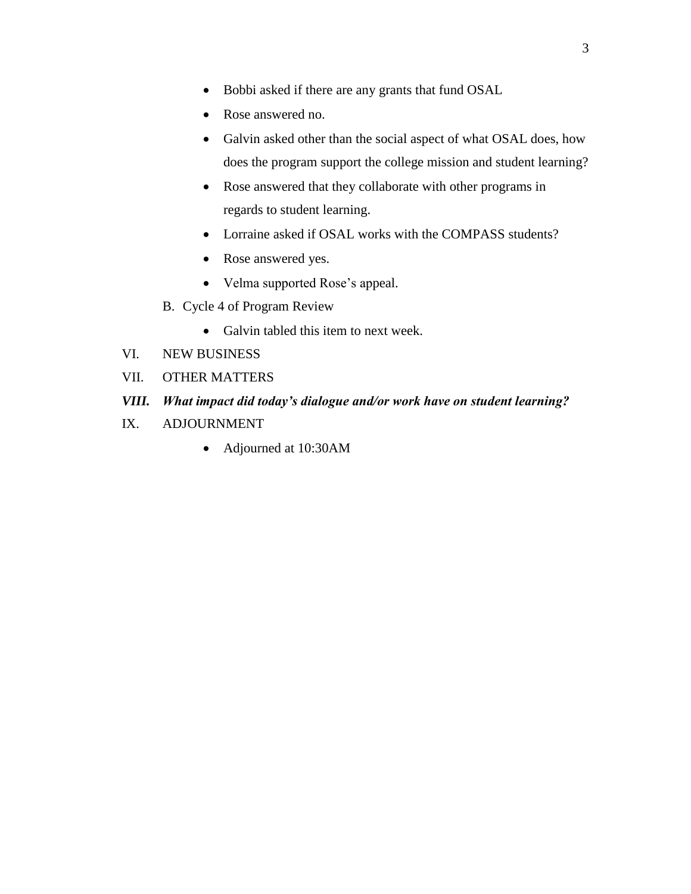- Bobbi asked if there are any grants that fund OSAL
- Rose answered no.
- Galvin asked other than the social aspect of what OSAL does, how does the program support the college mission and student learning?
- Rose answered that they collaborate with other programs in regards to student learning.
- Lorraine asked if OSAL works with the COMPASS students?
- Rose answered yes.
- Velma supported Rose's appeal.

B. Cycle 4 of Program Review

- Galvin tabled this item to next week.

VI. NEW BUSINESS

VII. OTHER MATTERS

***VIII. What impact did today's dialogue and/or work have on student learning?***

IX. ADJOURNMENT

- Adjourned at 10:30AM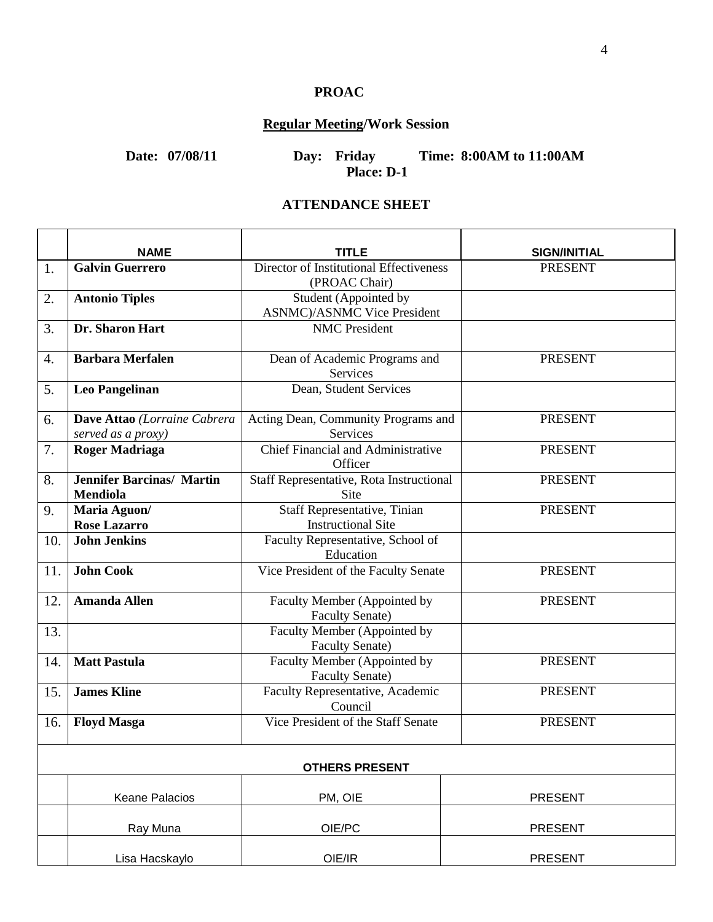# PROAC

## Regular Meeting/Work Session

**Date: 07/08/11 Day: Friday Time: 8:00AM to 11:00AM**
**Place: D-1**

## ATTENDANCE SHEET

| | NAME | TITLE | SIGN/INITIAL |
|---|---|---|---|
| 1. | **Galvin Guerrero** | Director of Institutional Effectiveness (PROAC Chair) | PRESENT |
| 2. | **Antonio Tiples** | Student (Appointed by ASNMC)/ASNMC Vice President | |
| 3. | **Dr. Sharon Hart** | NMC President | |
| 4. | **Barbara Merfalen** | Dean of Academic Programs and Services | PRESENT |
| 5. | **Leo Pangelinan** | Dean, Student Services | |
| 6. | **Dave Attao** *(Lorraine Cabrera served as a proxy)* | Acting Dean, Community Programs and Services | PRESENT |
| 7. | **Roger Madriaga** | Chief Financial and Administrative Officer | PRESENT |
| 8. | **Jennifer Barcinas/ Martin Mendiola** | Staff Representative, Rota Instructional Site | PRESENT |
| 9. | **Maria Aguon/ Rose Lazarro** | Staff Representative, Tinian Instructional Site | PRESENT |
| 10. | **John Jenkins** | Faculty Representative, School of Education | |
| 11. | **John Cook** | Vice President of the Faculty Senate | PRESENT |
| 12. | **Amanda Allen** | Faculty Member (Appointed by Faculty Senate) | PRESENT |
| 13. | | Faculty Member (Appointed by Faculty Senate) | |
| 14. | **Matt Pastula** | Faculty Member (Appointed by Faculty Senate) | PRESENT |
| 15. | **James Kline** | Faculty Representative, Academic Council | PRESENT |
| 16. | **Floyd Masga** | Vice President of the Staff Senate | PRESENT |
| | **OTHERS PRESENT** | | |
| | Keane Palacios | PM, OIE | PRESENT |
| | Ray Muna | OIE/PC | PRESENT |
| | Lisa Hacskaylo | OIE/IR | PRESENT |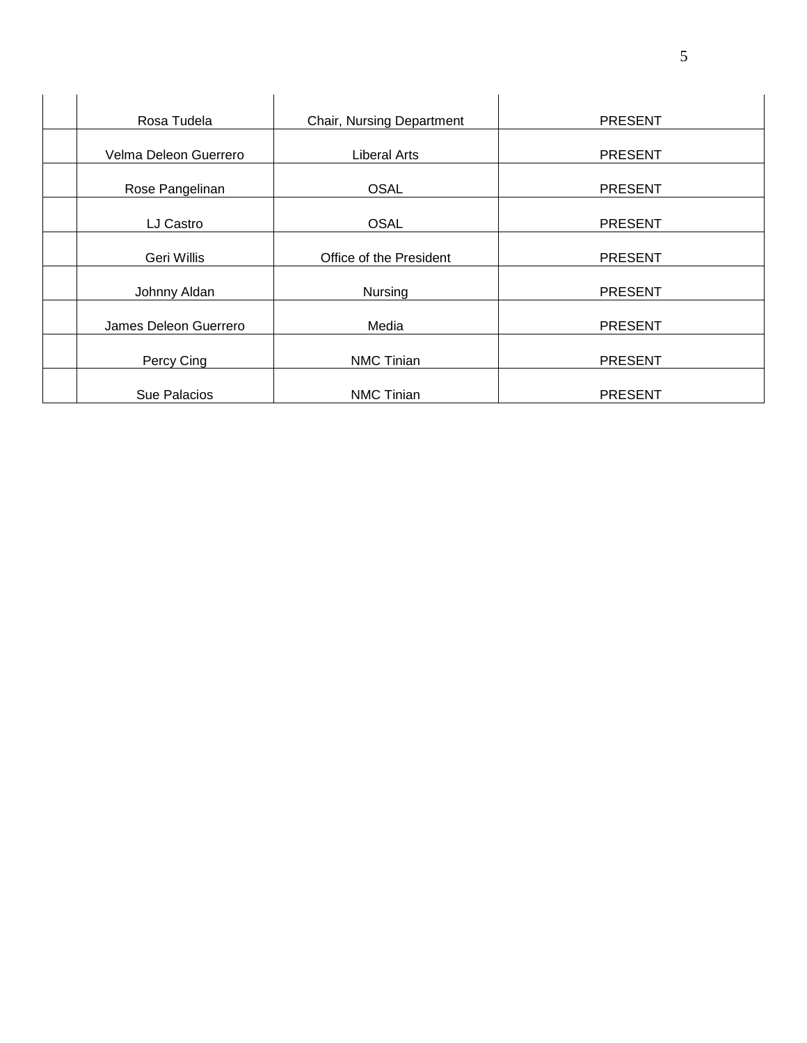| | | | |
|---|---|---|---|
| | Rosa Tudela | Chair, Nursing Department | PRESENT |
| | Velma Deleon Guerrero | Liberal Arts | PRESENT |
| | Rose Pangelinan | OSAL | PRESENT |
| | LJ Castro | OSAL | PRESENT |
| | Geri Willis | Office of the President | PRESENT |
| | Johnny Aldan | Nursing | PRESENT |
| | James Deleon Guerrero | Media | PRESENT |
| | Percy Cing | NMC Tinian | PRESENT |
| | Sue Palacios | NMC Tinian | PRESENT |